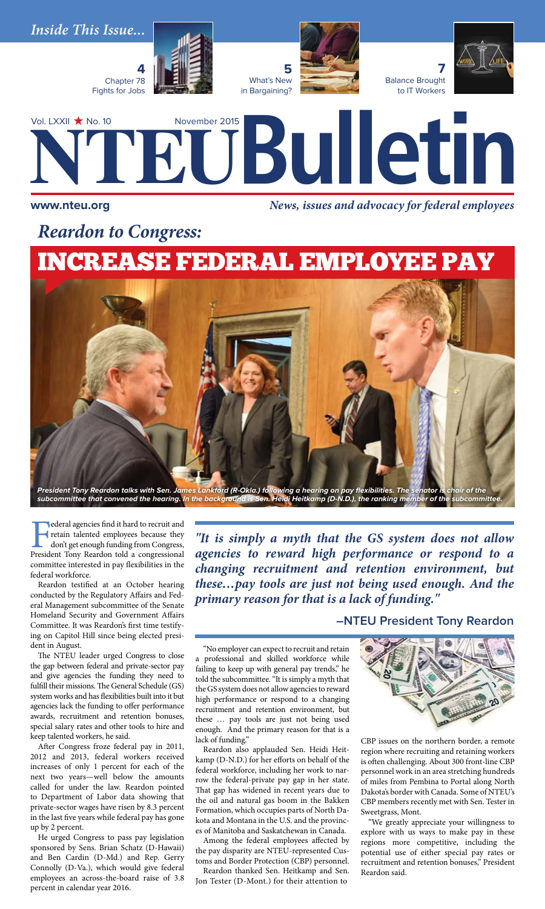*Inside This Issue...*

**4** Chapter 78 Fights for Jobs

**5** What's New in Bargaining?

**7** Balance Brought to IT Workers

Vol. LXXII ★ No. 10 November 2015

# NTEU Bulletin

www.nteu.org *News, issues and advocacy for federal employees*

## *Reardon to Congress:*

# INCREASE FEDERAL EMPLOYEE PAY

*President Tony Reardon talks with Sen. James Lankford (R-Okla.) following a hearing on pay flexibilities. The senator is chair of the subcommittee that convened the hearing. In the background is Sen. Heidi Heitkamp (D-N.D.), the ranking member of the subcommittee.*

Federal agencies find it hard to recruit and retain talented employees because they don't get enough funding from Congress, President Tony Reardon told a congressional committee interested in pay flexibilities in the federal workforce.

Reardon testified at an October hearing conducted by the Regulatory Affairs and Federal Management subcommittee of the Senate Homeland Security and Government Affairs Committee. It was Reardon's first time testifying on Capitol Hill since being elected president in August.

The NTEU leader urged Congress to close the gap between federal and private-sector pay and give agencies the funding they need to fulfill their missions. The General Schedule (GS) system works and has flexibilities built into it but agencies lack the funding to offer performance awards, recruitment and retention bonuses, special salary rates and other tools to hire and keep talented workers, he said.

After Congress froze federal pay in 2011, 2012 and 2013, federal workers received increases of only 1 percent for each of the next two years—well below the amounts called for under the law. Reardon pointed to Department of Labor data showing that private-sector wages have risen by 8.3 percent in the last five years while federal pay has gone up by 2 percent.

He urged Congress to pass pay legislation sponsored by Sens. Brian Schatz (D-Hawaii) and Ben Cardin (D-Md.) and Rep. Gerry Connolly (D-Va.), which would give federal employees an across-the-board raise of 3.8 percent in calendar year 2016.

> *"It is simply a myth that the GS system does not allow agencies to reward high performance or respond to a changing recruitment and retention environment, but these…pay tools are just not being used enough. And the primary reason for that is a lack of funding."*
>
> **—NTEU President Tony Reardon**

"No employer can expect to recruit and retain a professional and skilled workforce while failing to keep up with general pay trends," he told the subcommittee. "It is simply a myth that the GS system does not allow agencies to reward high performance or respond to a changing recruitment and retention environment, but these … pay tools are just not being used enough. And the primary reason for that is a lack of funding."

Reardon also applauded Sen. Heidi Heitkamp (D-N.D.) for her efforts on behalf of the federal workforce, including her work to narrow the federal-private pay gap in her state. That gap has widened in recent years due to the oil and natural gas boom in the Bakken Formation, which occupies parts of North Dakota and Montana in the U.S. and the provinces of Manitoba and Saskatchewan in Canada.

Among the federal employees affected by the pay disparity are NTEU-represented Customs and Border Protection (CBP) personnel.

Reardon thanked Sen. Heitkamp and Sen. Jon Tester (D-Mont.) for their attention to CBP issues on the northern border, a remote region where recruiting and retaining workers is often challenging. About 300 front-line CBP personnel work in an area stretching hundreds of miles from Pembina to Portal along North Dakota's border with Canada. Some of NTEU's CBP members recently met with Sen. Tester in Sweetgrass, Mont.

"We greatly appreciate your willingness to explore with us ways to make pay in these regions more competitive, including the potential use of either special pay rates or recruitment and retention bonuses," President Reardon said.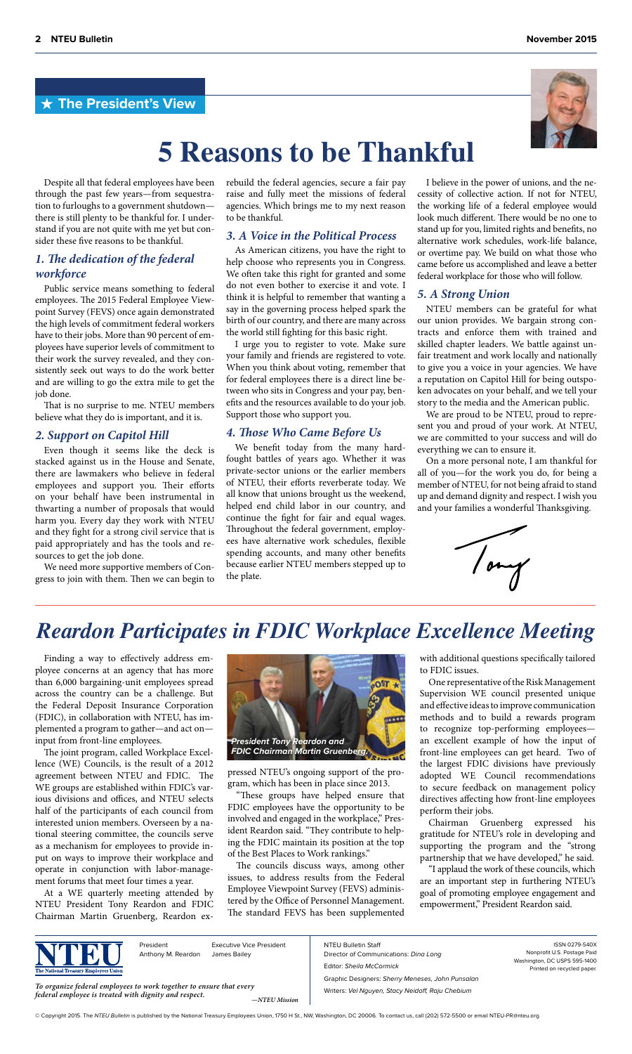## ★ The President's View

# 5 Reasons to be Thankful

Despite all that federal employees have been through the past few years—from sequestration to furloughs to a government shutdown—there is still plenty to be thankful for. I understand if you are not quite with me yet but consider these five reasons to be thankful.

### *1. The dedication of the federal workforce*

Public service means something to federal employees. The 2015 Federal Employee Viewpoint Survey (FEVS) once again demonstrated the high levels of commitment federal workers have to their jobs. More than 90 percent of employees have superior levels of commitment to their work the survey revealed, and they consistently seek out ways to do the work better and are willing to go the extra mile to get the job done.

That is no surprise to me. NTEU members believe what they do is important, and it is.

### *2. Support on Capitol Hill*

Even though it seems like the deck is stacked against us in the House and Senate, there are lawmakers who believe in federal employees and support you. Their efforts on your behalf have been instrumental in thwarting a number of proposals that would harm you. Every day they work with NTEU and they fight for a strong civil service that is paid appropriately and has the tools and resources to get the job done.

We need more supportive members of Congress to join with them. Then we can begin to rebuild the federal agencies, secure a fair pay raise and fully meet the missions of federal agencies. Which brings me to my next reason to be thankful.

### *3. A Voice in the Political Process*

As American citizens, you have the right to help choose who represents you in Congress. We often take this right for granted and some do not even bother to exercise it and vote. I think it is helpful to remember that wanting a say in the governing process helped spark the birth of our country, and there are many across the world still fighting for this basic right.

I urge you to register to vote. Make sure your family and friends are registered to vote. When you think about voting, remember that for federal employees there is a direct line between who sits in Congress and your pay, benefits and the resources available to do your job. Support those who support you.

### *4. Those Who Came Before Us*

We benefit today from the many hard-fought battles of years ago. Whether it was private-sector unions or the earlier members of NTEU, their efforts reverberate today. We all know that unions brought us the weekend, helped end child labor in our country, and continue the fight for fair and equal wages. Throughout the federal government, employees have alternative work schedules, flexible spending accounts, and many other benefits because earlier NTEU members stepped up to the plate.

I believe in the power of unions, and the necessity of collective action. If not for NTEU, the working life of a federal employee would look much different. There would be no one to stand up for you, limited rights and benefits, no alternative work schedules, work-life balance, or overtime pay. We build on what those who came before us accomplished and leave a better federal workplace for those who will follow.

### *5. A Strong Union*

NTEU members can be grateful for what our union provides. We bargain strong contracts and enforce them with trained and skilled chapter leaders. We battle against unfair treatment and work locally and nationally to give you a voice in your agencies. We have a reputation on Capitol Hill for being outspoken advocates on your behalf, and we tell your story to the media and the American public.

We are proud to be NTEU, proud to represent you and proud of your work. At NTEU, we are committed to your success and will do everything we can to ensure it.

On a more personal note, I am thankful for all of you—for the work you do, for being a member of NTEU, for not being afraid to stand up and demand dignity and respect. I wish you and your families a wonderful Thanksgiving.

Tony

# *Reardon Participates in FDIC Workplace Excellence Meeting*

Finding a way to effectively address employee concerns at an agency that has more than 6,000 bargaining-unit employees spread across the country can be a challenge. But the Federal Deposit Insurance Corporation (FDIC), in collaboration with NTEU, has implemented a program to gather—and act on—input from front-line employees.

The joint program, called Workplace Excellence (WE) Councils, is the result of a 2012 agreement between NTEU and FDIC. The WE groups are established within FDIC's various divisions and offices, and NTEU selects half of the participants of each council from interested union members. Overseen by a national steering committee, the councils serve as a mechanism for employees to provide input on ways to improve their workplace and operate in conjunction with labor-management forums that meet four times a year.

At a WE quarterly meeting attended by NTEU President Tony Reardon and FDIC Chairman Martin Gruenberg, Reardon expressed NTEU's ongoing support of the program, which has been in place since 2013.

*President Tony Reardon and FDIC Chairman Martin Gruenberg.*

"These groups have helped ensure that FDIC employees have the opportunity to be involved and engaged in the workplace," President Reardon said. "They contribute to helping the FDIC maintain its position at the top of the Best Places to Work rankings."

The councils discuss ways, among other issues, to address results from the Federal Employee Viewpoint Survey (FEVS) administered by the Office of Personnel Management. The standard FEVS has been supplemented with additional questions specifically tailored to FDIC issues.

One representative of the Risk Management Supervision WE council presented unique and effective ideas to improve communication methods and to build a rewards program to recognize top-performing employees—an excellent example of how the input of front-line employees can get heard. Two of the largest FDIC divisions have previously adopted WE Council recommendations to secure feedback on management policy directives affecting how front-line employees perform their jobs.

Chairman Gruenberg expressed his gratitude for NTEU's role in developing and supporting the program and the "strong partnership that we have developed," he said.

"I applaud the work of these councils, which are an important step in furthering NTEU's goal of promoting employee engagement and empowerment," President Reardon said.

---

NTEU — The National Treasury Employees Union

President: Anthony M. Reardon
Executive Vice President: James Bailey

*To organize federal employees to work together to ensure that every federal employee is treated with dignity and respect.* —*NTEU Mission*

NTEU Bulletin Staff
Director of Communications: *Dina Long*
Editor: *Sheila McCormick*
Graphic Designers: *Sherry Meneses, John Punsalan*
Writers: *Vel Nguyen, Stacy Neidoff, Raju Chebium*

ISSN 0279-540X
Nonprofit U.S. Postage Paid
Washington, DC USPS 595-1400
Printed on recycled paper.

© Copyright 2015. The *NTEU Bulletin* is published by the National Treasury Employees Union, 1750 H St., NW, Washington, DC 20006. To contact us, call (202) 572-5500 or email NTEU-PR@nteu.org.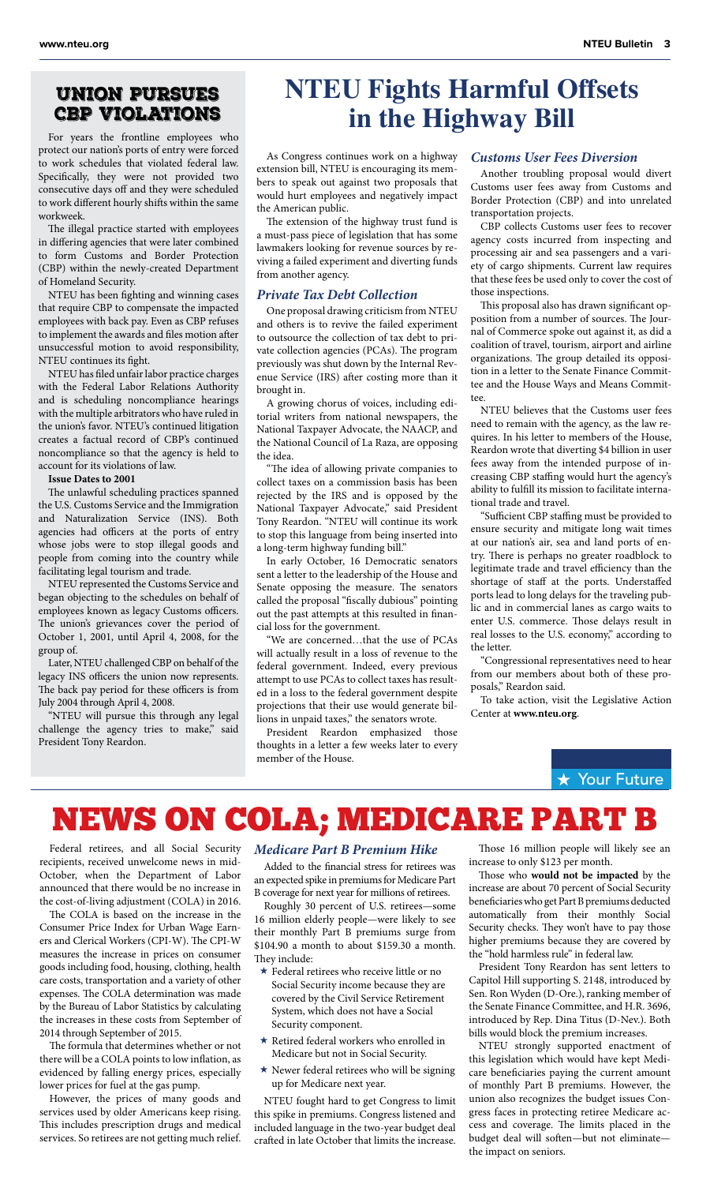## UNION PURSUES CBP VIOLATIONS

For years the frontline employees who protect our nation's ports of entry were forced to work schedules that violated federal law. Specifically, they were not provided two consecutive days off and they were scheduled to work different hourly shifts within the same workweek.

The illegal practice started with employees in differing agencies that were later combined to form Customs and Border Protection (CBP) within the newly-created Department of Homeland Security.

NTEU has been fighting and winning cases that require CBP to compensate the impacted employees with back pay. Even as CBP refuses to implement the awards and files motion after unsuccessful motion to avoid responsibility, NTEU continues its fight.

NTEU has filed unfair labor practice charges with the Federal Labor Relations Authority and is scheduling noncompliance hearings with the multiple arbitrators who have ruled in the union's favor. NTEU's continued litigation creates a factual record of CBP's continued noncompliance so that the agency is held to account for its violations of law.

**Issue Dates to 2001**

The unlawful scheduling practices spanned the U.S. Customs Service and the Immigration and Naturalization Service (INS). Both agencies had officers at the ports of entry whose jobs were to stop illegal goods and people from coming into the country while facilitating legal tourism and trade.

NTEU represented the Customs Service and began objecting to the schedules on behalf of employees known as legacy Customs officers. The union's grievances cover the period of October 1, 2001, until April 4, 2008, for the group of.

Later, NTEU challenged CBP on behalf of the legacy INS officers the union now represents. The back pay period for these officers is from July 2004 through April 4, 2008.

"NTEU will pursue this through any legal challenge the agency tries to make," said President Tony Reardon.

# NTEU Fights Harmful Offsets in the Highway Bill

As Congress continues work on a highway extension bill, NTEU is encouraging its members to speak out against two proposals that would hurt employees and negatively impact the American public.

The extension of the highway trust fund is a must-pass piece of legislation that has some lawmakers looking for revenue sources by reviving a failed experiment and diverting funds from another agency.

### *Private Tax Debt Collection*

One proposal drawing criticism from NTEU and others is to revive the failed experiment to outsource the collection of tax debt to private collection agencies (PCAs). The program previously was shut down by the Internal Revenue Service (IRS) after costing more than it brought in.

A growing chorus of voices, including editorial writers from national newspapers, the National Taxpayer Advocate, the NAACP, and the National Council of La Raza, are opposing the idea.

"The idea of allowing private companies to collect taxes on a commission basis has been rejected by the IRS and is opposed by the National Taxpayer Advocate," said President Tony Reardon. "NTEU will continue its work to stop this language from being inserted into a long-term highway funding bill."

In early October, 16 Democratic senators sent a letter to the leadership of the House and Senate opposing the measure. The senators called the proposal "fiscally dubious" pointing out the past attempts at this resulted in financial loss for the government.

"We are concerned…that the use of PCAs will actually result in a loss of revenue to the federal government. Indeed, every previous attempt to use PCAs to collect taxes has resulted in a loss to the federal government despite projections that their use would generate billions in unpaid taxes," the senators wrote.

President Reardon emphasized those thoughts in a letter a few weeks later to every member of the House.

### *Customs User Fees Diversion*

Another troubling proposal would divert Customs user fees away from Customs and Border Protection (CBP) and into unrelated transportation projects.

CBP collects Customs user fees to recover agency costs incurred from inspecting and processing air and sea passengers and a variety of cargo shipments. Current law requires that these fees be used only to cover the cost of those inspections.

This proposal also has drawn significant opposition from a number of sources. The Journal of Commerce spoke out against it, as did a coalition of travel, tourism, airport and airline organizations. The group detailed its opposition in a letter to the Senate Finance Committee and the House Ways and Means Committee.

NTEU believes that the Customs user fees need to remain with the agency, as the law requires. In his letter to members of the House, Reardon wrote that diverting $4 billion in user fees away from the intended purpose of increasing CBP staffing would hurt the agency's ability to fulfill its mission to facilitate international trade and travel.

"Sufficient CBP staffing must be provided to ensure security and mitigate long wait times at our nation's air, sea and land ports of entry. There is perhaps no greater roadblock to legitimate trade and travel efficiency than the shortage of staff at the ports. Understaffed ports lead to long delays for the traveling public and in commercial lanes as cargo waits to enter U.S. commerce. Those delays result in real losses to the U.S. economy," according to the letter.

"Congressional representatives need to hear from our members about both of these proposals," Reardon said.

To take action, visit the Legislative Action Center at **www.nteu.org**.

★ Your Future

# NEWS ON COLA; MEDICARE PART B

Federal retirees, and all Social Security recipients, received unwelcome news in mid-October, when the Department of Labor announced that there would be no increase in the cost-of-living adjustment (COLA) in 2016.

The COLA is based on the increase in the Consumer Price Index for Urban Wage Earners and Clerical Workers (CPI-W). The CPI-W measures the increase in prices on consumer goods including food, housing, clothing, health care costs, transportation and a variety of other expenses. The COLA determination was made by the Bureau of Labor Statistics by calculating the increases in these costs from September of 2014 through September of 2015.

The formula that determines whether or not there will be a COLA points to low inflation, as evidenced by falling energy prices, especially lower prices for fuel at the gas pump.

However, the prices of many goods and services used by older Americans keep rising. This includes prescription drugs and medical services. So retirees are not getting much relief.

### *Medicare Part B Premium Hike*

Added to the financial stress for retirees was an expected spike in premiums for Medicare Part B coverage for next year for millions of retirees.

Roughly 30 percent of U.S. retirees—some 16 million elderly people—were likely to see their monthly Part B premiums surge from $104.90 a month to about $159.30 a month. They include:

- ★ Federal retirees who receive little or no Social Security income because they are covered by the Civil Service Retirement System, which does not have a Social Security component.
- ★ Retired federal workers who enrolled in Medicare but not in Social Security.
- ★ Newer federal retirees who will be signing up for Medicare next year.

NTEU fought hard to get Congress to limit this spike in premiums. Congress listened and included language in the two-year budget deal crafted in late October that limits the increase.

Those 16 million people will likely see an increase to only $123 per month.

Those who **would not be impacted** by the increase are about 70 percent of Social Security beneficiaries who get Part B premiums deducted automatically from their monthly Social Security checks. They won't have to pay those higher premiums because they are covered by the "hold harmless rule" in federal law.

President Tony Reardon has sent letters to Capitol Hill supporting S. 2148, introduced by Sen. Ron Wyden (D-Ore.), ranking member of the Senate Finance Committee, and H.R. 3696, introduced by Rep. Dina Titus (D-Nev.). Both bills would block the premium increases.

NTEU strongly supported enactment of this legislation which would have kept Medicare beneficiaries paying the current amount of monthly Part B premiums. However, the union also recognizes the budget issues Congress faces in protecting retiree Medicare access and coverage. The limits placed in the budget deal will soften—but not eliminate—the impact on seniors.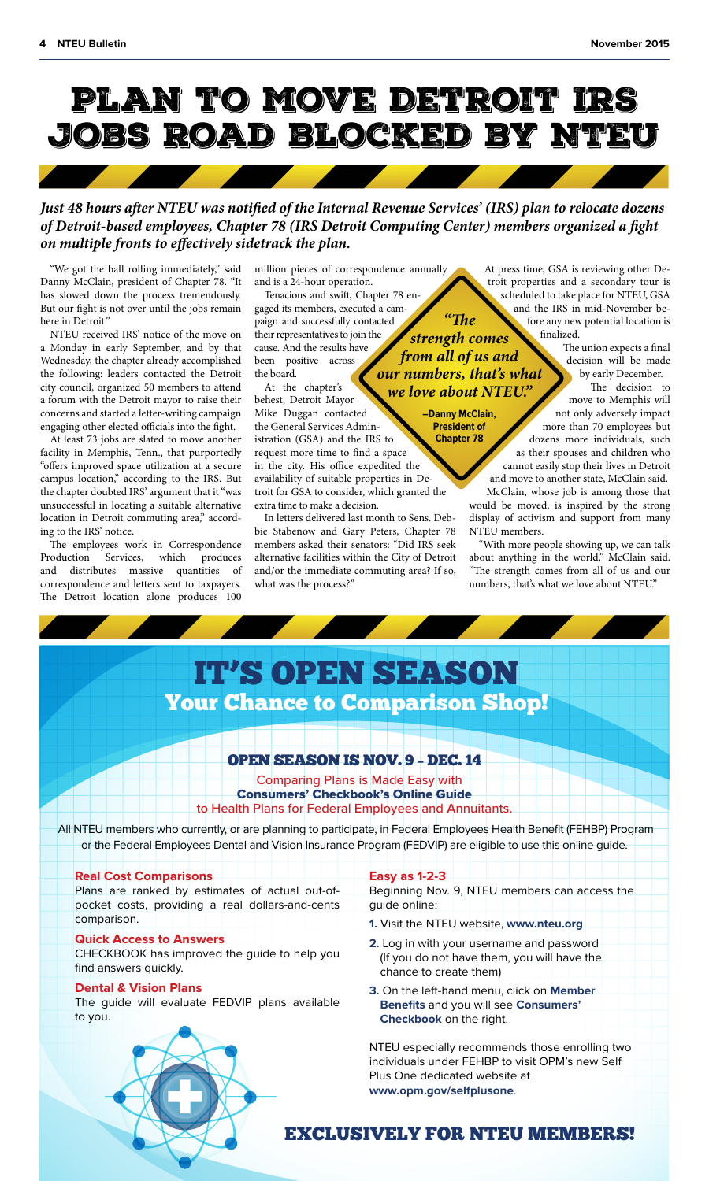# PLAN TO MOVE DETROIT IRS JOBS ROAD BLOCKED BY NTEU

***Just 48 hours after NTEU was notified of the Internal Revenue Services' (IRS) plan to relocate dozens of Detroit-based employees, Chapter 78 (IRS Detroit Computing Center) members organized a fight on multiple fronts to effectively sidetrack the plan.***

"We got the ball rolling immediately," said Danny McClain, president of Chapter 78. "It has slowed down the process tremendously. But our fight is not over until the jobs remain here in Detroit."

NTEU received IRS' notice of the move on a Monday in early September, and by that Wednesday, the chapter already accomplished the following: leaders contacted the Detroit city council, organized 50 members to attend a forum with the Detroit mayor to raise their concerns and started a letter-writing campaign engaging other elected officials into the fight.

At least 73 jobs are slated to move another facility in Memphis, Tenn., that purportedly "offers improved space utilization at a secure campus location," according to the IRS. But the chapter doubted IRS' argument that it "was unsuccessful in locating a suitable alternative location in Detroit commuting area," according to the IRS' notice.

The employees work in Correspondence Production Services, which produces and distributes massive quantities of correspondence and letters sent to taxpayers. The Detroit location alone produces 100 million pieces of correspondence annually and is a 24-hour operation.

Tenacious and swift, Chapter 78 engaged its members, executed a campaign and successfully contacted their representatives to join the cause. And the results have been positive across the board.

At the chapter's behest, Detroit Mayor Mike Duggan contacted the General Services Administration (GSA) and the IRS to request more time to find a space in the city. His office expedited the availability of suitable properties in Detroit for GSA to consider, which granted the extra time to make a decision.

In letters delivered last month to Sens. Debbie Stabenow and Gary Peters, Chapter 78 members asked their senators: "Did IRS seek alternative facilities within the City of Detroit and/or the immediate commuting area? If so, what was the process?"

> ***"The strength comes from all of us and our numbers, that's what we love about NTEU."***
>
> **–Danny McClain, President of Chapter 78**

At press time, GSA is reviewing other Detroit properties and a secondary tour is scheduled to take place for NTEU, GSA and the IRS in mid-November before any new potential location is finalized.

The union expects a final decision will be made by early December.

The decision to move to Memphis will not only adversely impact more than 70 employees but dozens more individuals, such as their spouses and children who cannot easily stop their lives in Detroit and move to another state, McClain said.

McClain, whose job is among those that would be moved, is inspired by the strong display of activism and support from many NTEU members.

"With more people showing up, we can talk about anything in the world," McClain said. "The strength comes from all of us and our numbers, that's what we love about NTEU."

# IT'S OPEN SEASON
## Your Chance to Comparison Shop!

### OPEN SEASON IS NOV. 9 – DEC. 14

Comparing Plans is Made Easy with
**Consumers' Checkbook's Online Guide**
to Health Plans for Federal Employees and Annuitants.

All NTEU members who currently, or are planning to participate, in Federal Employees Health Benefit (FEHBP) Program or the Federal Employees Dental and Vision Insurance Program (FEDVIP) are eligible to use this online guide.

**Real Cost Comparisons**
Plans are ranked by estimates of actual out-of-pocket costs, providing a real dollars-and-cents comparison.

**Quick Access to Answers**
CHECKBOOK has improved the guide to help you find answers quickly.

**Dental & Vision Plans**
The guide will evaluate FEDVIP plans available to you.

**Easy as 1-2-3**
Beginning Nov. 9, NTEU members can access the guide online:

1. Visit the NTEU website, **www.nteu.org**
2. Log in with your username and password (If you do not have them, you will have the chance to create them)
3. On the left-hand menu, click on **Member Benefits** and you will see **Consumers' Checkbook** on the right.

NTEU especially recommends those enrolling two individuals under FEHBP to visit OPM's new Self Plus One dedicated website at **www.opm.gov/selfplusone**.

### EXCLUSIVELY FOR NTEU MEMBERS!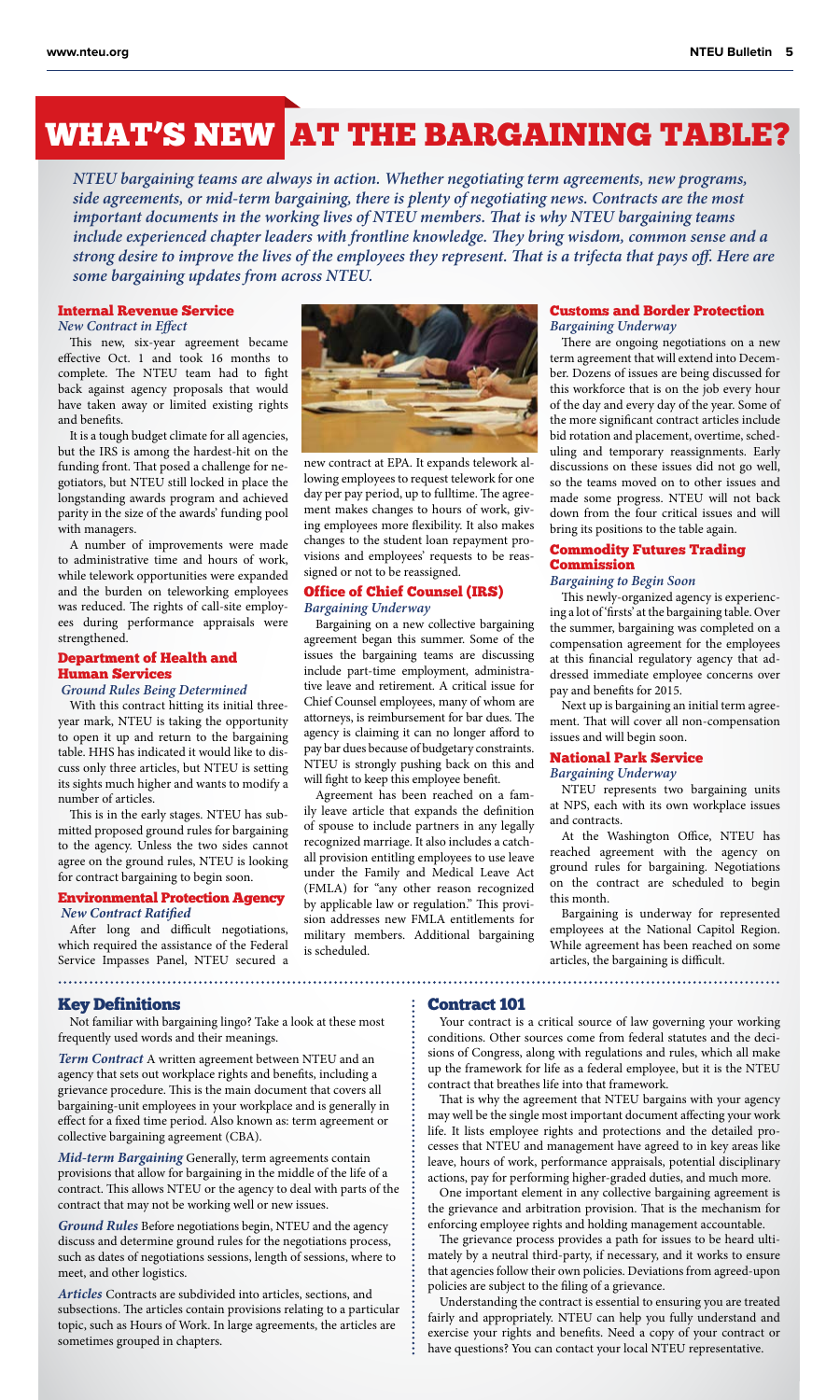# WHAT'S NEW AT THE BARGAINING TABLE?

*NTEU bargaining teams are always in action. Whether negotiating term agreements, new programs, side agreements, or mid-term bargaining, there is plenty of negotiating news. Contracts are the most important documents in the working lives of NTEU members. That is why NTEU bargaining teams include experienced chapter leaders with frontline knowledge. They bring wisdom, common sense and a strong desire to improve the lives of the employees they represent. That is a trifecta that pays off. Here are some bargaining updates from across NTEU.*

## Internal Revenue Service

*New Contract in Effect*

This new, six-year agreement became effective Oct. 1 and took 16 months to complete. The NTEU team had to fight back against agency proposals that would have taken away or limited existing rights and benefits.

It is a tough budget climate for all agencies, but the IRS is among the hardest-hit on the funding front. That posed a challenge for negotiators, but NTEU still locked in place the longstanding awards program and achieved parity in the size of the awards' funding pool with managers.

A number of improvements were made to administrative time and hours of work, while telework opportunities were expanded and the burden on teleworking employees was reduced. The rights of call-site employees during performance appraisals were strengthened.

## Department of Health and Human Services

*Ground Rules Being Determined*

With this contract hitting its initial three-year mark, NTEU is taking the opportunity to open it up and return to the bargaining table. HHS has indicated it would like to discuss only three articles, but NTEU is setting its sights much higher and wants to modify a number of articles.

This is in the early stages. NTEU has submitted proposed ground rules for bargaining to the agency. Unless the two sides cannot agree on the ground rules, NTEU is looking for contract bargaining to begin soon.

## Environmental Protection Agency

*New Contract Ratified*

After long and difficult negotiations, which required the assistance of the Federal Service Impasses Panel, NTEU secured a new contract at EPA. It expands telework allowing employees to request telework for one day per pay period, up to fulltime. The agreement makes changes to hours of work, giving employees more flexibility. It also makes changes to the student loan repayment provisions and employees' requests to be reassigned or not to be reassigned.

## Office of Chief Counsel (IRS)

*Bargaining Underway*

Bargaining on a new collective bargaining agreement began this summer. Some of the issues the bargaining teams are discussing include part-time employment, administrative leave and retirement. A critical issue for Chief Counsel employees, many of whom are attorneys, is reimbursement for bar dues. The agency is claiming it can no longer afford to pay bar dues because of budgetary constraints. NTEU is strongly pushing back on this and will fight to keep this employee benefit.

Agreement has been reached on a family leave article that expands the definition of spouse to include partners in any legally recognized marriage. It also includes a catch-all provision entitling employees to use leave under the Family and Medical Leave Act (FMLA) for "any other reason recognized by applicable law or regulation." This provision addresses new FMLA entitlements for military members. Additional bargaining is scheduled.

## Customs and Border Protection

*Bargaining Underway*

There are ongoing negotiations on a new term agreement that will extend into December. Dozens of issues are being discussed for this workforce that is on the job every hour of the day and every day of the year. Some of the more significant contract articles include bid rotation and placement, overtime, scheduling and temporary reassignments. Early discussions on these issues did not go well, so the teams moved on to other issues and made some progress. NTEU will not back down from the four critical issues and will bring its positions to the table again.

## Commodity Futures Trading Commission

*Bargaining to Begin Soon*

This newly-organized agency is experiencing a lot of 'firsts' at the bargaining table. Over the summer, bargaining was completed on a compensation agreement for the employees at this financial regulatory agency that addressed immediate employee concerns over pay and benefits for 2015.

Next up is bargaining an initial term agreement. That will cover all non-compensation issues and will begin soon.

## National Park Service

*Bargaining Underway*

NTEU represents two bargaining units at NPS, each with its own workplace issues and contracts.

At the Washington Office, NTEU has reached agreement with the agency on ground rules for bargaining. Negotiations on the contract are scheduled to begin this month.

Bargaining is underway for represented employees at the National Capitol Region. While agreement has been reached on some articles, the bargaining is difficult.

## Key Definitions

Not familiar with bargaining lingo? Take a look at these most frequently used words and their meanings.

***Term Contract*** A written agreement between NTEU and an agency that sets out workplace rights and benefits, including a grievance procedure. This is the main document that covers all bargaining-unit employees in your workplace and is generally in effect for a fixed time period. Also known as: term agreement or collective bargaining agreement (CBA).

***Mid-term Bargaining*** Generally, term agreements contain provisions that allow for bargaining in the middle of the life of a contract. This allows NTEU or the agency to deal with parts of the contract that may not be working well or new issues.

***Ground Rules*** Before negotiations begin, NTEU and the agency discuss and determine ground rules for the negotiations process, such as dates of negotiations sessions, length of sessions, where to meet, and other logistics.

***Articles*** Contracts are subdivided into articles, sections, and subsections. The articles contain provisions relating to a particular topic, such as Hours of Work. In large agreements, the articles are sometimes grouped in chapters.

## Contract 101

Your contract is a critical source of law governing your working conditions. Other sources come from federal statutes and the decisions of Congress, along with regulations and rules, which all make up the framework for life as a federal employee, but it is the NTEU contract that breathes life into that framework.

That is why the agreement that NTEU bargains with your agency may well be the single most important document affecting your work life. It lists employee rights and protections and the detailed processes that NTEU and management have agreed to in key areas like leave, hours of work, performance appraisals, potential disciplinary actions, pay for performing higher-graded duties, and much more.

One important element in any collective bargaining agreement is the grievance and arbitration provision. That is the mechanism for enforcing employee rights and holding management accountable.

The grievance process provides a path for issues to be heard ultimately by a neutral third-party, if necessary, and it works to ensure that agencies follow their own policies. Deviations from agreed-upon policies are subject to the filing of a grievance.

Understanding the contract is essential to ensuring you are treated fairly and appropriately. NTEU can help you fully understand and exercise your rights and benefits. Need a copy of your contract or have questions? You can contact your local NTEU representative.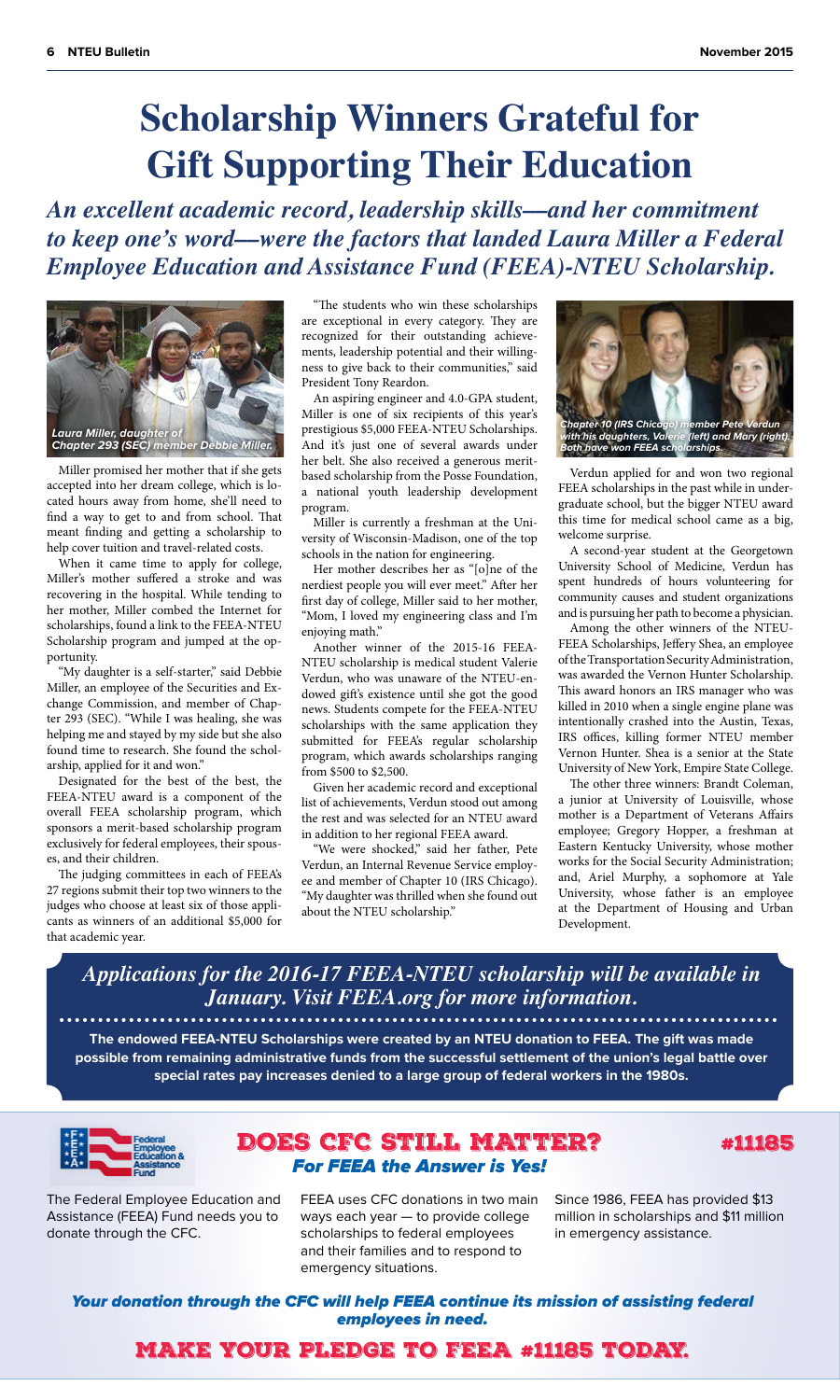# Scholarship Winners Grateful for Gift Supporting Their Education

***An excellent academic record, leadership skills—and her commitment to keep one's word—were the factors that landed Laura Miller a Federal Employee Education and Assistance Fund (FEEA)-NTEU Scholarship.***

*Laura Miller, daughter of Chapter 293 (SEC) member Debbie Miller.*

Miller promised her mother that if she gets accepted into her dream college, which is located hours away from home, she'll need to find a way to get to and from school. That meant finding and getting a scholarship to help cover tuition and travel-related costs.

When it came time to apply for college, Miller's mother suffered a stroke and was recovering in the hospital. While tending to her mother, Miller combed the Internet for scholarships, found a link to the FEEA-NTEU Scholarship program and jumped at the opportunity.

"My daughter is a self-starter," said Debbie Miller, an employee of the Securities and Exchange Commission, and member of Chapter 293 (SEC). "While I was healing, she was helping me and stayed by my side but she also found time to research. She found the scholarship, applied for it and won."

Designated for the best of the best, the FEEA-NTEU award is a component of the overall FEEA scholarship program, which sponsors a merit-based scholarship program exclusively for federal employees, their spouses, and their children.

The judging committees in each of FEEA's 27 regions submit their top two winners to the judges who choose at least six of those applicants as winners of an additional $5,000 for that academic year.

"The students who win these scholarships are exceptional in every category. They are recognized for their outstanding achievements, leadership potential and their willingness to give back to their communities," said President Tony Reardon.

An aspiring engineer and 4.0-GPA student, Miller is one of six recipients of this year's prestigious $5,000 FEEA-NTEU Scholarships. And it's just one of several awards under her belt. She also received a generous merit-based scholarship from the Posse Foundation, a national youth leadership development program.

Miller is currently a freshman at the University of Wisconsin-Madison, one of the top schools in the nation for engineering.

Her mother describes her as "[o]ne of the nerdiest people you will ever meet." After her first day of college, Miller said to her mother, "Mom, I loved my engineering class and I'm enjoying math."

Another winner of the 2015-16 FEEA-NTEU scholarship is medical student Valerie Verdun, who was unaware of the NTEU-endowed gift's existence until she got the good news. Students compete for the FEEA-NTEU scholarships with the same application they submitted for FEEA's regular scholarship program, which awards scholarships ranging from $500 to $2,500.

Given her academic record and exceptional list of achievements, Verdun stood out among the rest and was selected for an NTEU award in addition to her regional FEEA award.

"We were shocked," said her father, Pete Verdun, an Internal Revenue Service employee and member of Chapter 10 (IRS Chicago). "My daughter was thrilled when she found out about the NTEU scholarship."

*Chapter 10 (IRS Chicago) member Pete Verdun with his daughters, Valerie (left) and Mary (right). Both have won FEEA scholarships.*

Verdun applied for and won two regional FEEA scholarships in the past while in undergraduate school, but the bigger NTEU award this time for medical school came as a big, welcome surprise.

A second-year student at the Georgetown University School of Medicine, Verdun has spent hundreds of hours volunteering for community causes and student organizations and is pursuing her path to become a physician.

Among the other winners of the NTEU-FEEA Scholarships, Jeffery Shea, an employee of the Transportation Security Administration, was awarded the Vernon Hunter Scholarship. This award honors an IRS manager who was killed in 2010 when a single engine plane was intentionally crashed into the Austin, Texas, IRS offices, killing former NTEU member Vernon Hunter. Shea is a senior at the State University of New York, Empire State College.

The other three winners: Brandt Coleman, a junior at University of Louisville, whose mother is a Department of Veterans Affairs employee; Gregory Hopper, a freshman at Eastern Kentucky University, whose mother works for the Social Security Administration; and, Ariel Murphy, a sophomore at Yale University, whose father is an employee at the Department of Housing and Urban Development.

***Applications for the 2016-17 FEEA-NTEU scholarship will be available in January. Visit FEEA.org for more information.***

**The endowed FEEA-NTEU Scholarships were created by an NTEU donation to FEEA. The gift was made possible from remaining administrative funds from the successful settlement of the union's legal battle over special rates pay increases denied to a large group of federal workers in the 1980s.**

Federal Employee Education & Assistance Fund

## DOES CFC STILL MATTER? #11185

***For FEEA the Answer is Yes!***

The Federal Employee Education and Assistance (FEEA) Fund needs you to donate through the CFC.

FEEA uses CFC donations in two main ways each year — to provide college scholarships to federal employees and their families and to respond to emergency situations.

Since 1986, FEEA has provided $13 million in scholarships and $11 million in emergency assistance.

***Your donation through the CFC will help FEEA continue its mission of assisting federal employees in need.***

**MAKE YOUR PLEDGE TO FEEA #11185 TODAY.**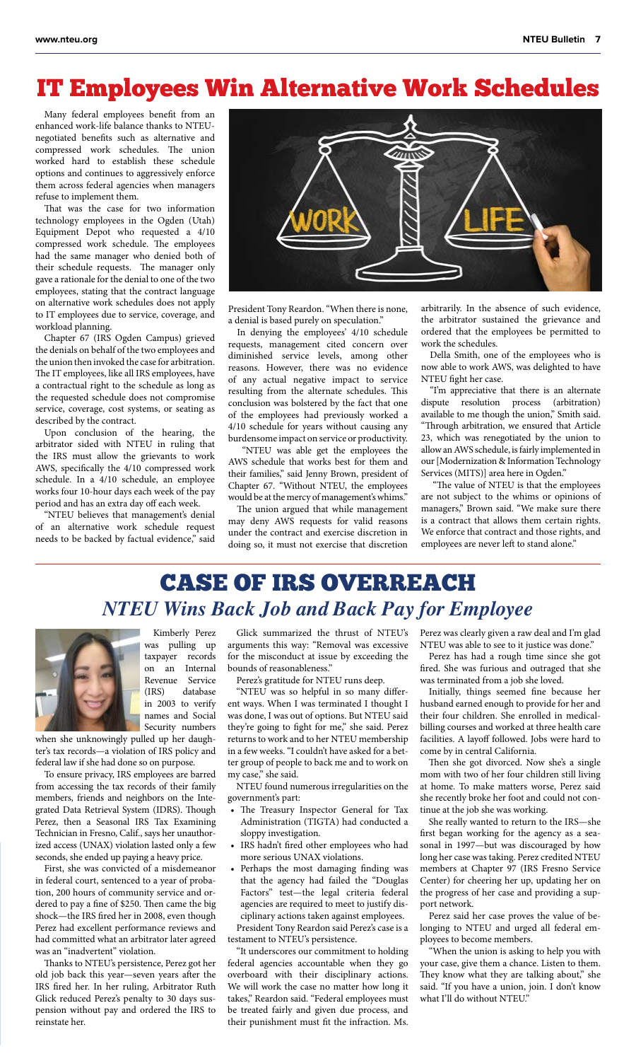# IT Employees Win Alternative Work Schedules

Many federal employees benefit from an enhanced work-life balance thanks to NTEU-negotiated benefits such as alternative and compressed work schedules. The union worked hard to establish these schedule options and continues to aggressively enforce them across federal agencies when managers refuse to implement them.

That was the case for two information technology employees in the Ogden (Utah) Equipment Depot who requested a 4/10 compressed work schedule. The employees had the same manager who denied both of their schedule requests. The manager only gave a rationale for the denial to one of the two employees, stating that the contract language on alternative work schedules does not apply to IT employees due to service, coverage, and workload planning.

Chapter 67 (IRS Ogden Campus) grieved the denials on behalf of the two employees and the union then invoked the case for arbitration. The IT employees, like all IRS employees, have a contractual right to the schedule as long as the requested schedule does not compromise service, coverage, cost systems, or seating as described by the contract.

Upon conclusion of the hearing, the arbitrator sided with NTEU in ruling that the IRS must allow the grievants to work AWS, specifically the 4/10 compressed work schedule. In a 4/10 schedule, an employee works four 10-hour days each week of the pay period and has an extra day off each week.

"NTEU believes that management's denial of an alternative work schedule request needs to be backed by factual evidence," said President Tony Reardon. "When there is none, a denial is based purely on speculation."

In denying the employees' 4/10 schedule requests, management cited concern over diminished service levels, among other reasons. However, there was no evidence of any actual negative impact to service resulting from the alternate schedules. This conclusion was bolstered by the fact that one of the employees had previously worked a 4/10 schedule for years without causing any burdensome impact on service or productivity.

"NTEU was able get the employees the AWS schedule that works best for them and their families," said Jenny Brown, president of Chapter 67. "Without NTEU, the employees would be at the mercy of management's whims."

The union argued that while management may deny AWS requests for valid reasons under the contract and exercise discretion in doing so, it must not exercise that discretion arbitrarily. In the absence of such evidence, the arbitrator sustained the grievance and ordered that the employees be permitted to work the schedules.

Della Smith, one of the employees who is now able to work AWS, was delighted to have NTEU fight her case.

"I'm appreciative that there is an alternate dispute resolution process (arbitration) available to me though the union," Smith said. "Through arbitration, we ensured that Article 23, which was renegotiated by the union to allow an AWS schedule, is fairly implemented in our [Modernization & Information Technology Services (MITS)] area here in Ogden."

"The value of NTEU is that the employees are not subject to the whims or opinions of managers," Brown said. "We make sure there is a contract that allows them certain rights. We enforce that contract and those rights, and employees are never left to stand alone."

# CASE OF IRS OVERREACH

## *NTEU Wins Back Job and Back Pay for Employee*

Kimberly Perez was pulling up taxpayer records on an Internal Revenue Service (IRS) database in 2003 to verify names and Social Security numbers when she unknowingly pulled up her daughter's tax records—a violation of IRS policy and federal law if she had done so on purpose.

To ensure privacy, IRS employees are barred from accessing the tax records of their family members, friends and neighbors on the Integrated Data Retrieval System (IDRS). Though Perez, then a Seasonal IRS Tax Examining Technician in Fresno, Calif., says her unauthorized access (UNAX) violation lasted only a few seconds, she ended up paying a heavy price.

First, she was convicted of a misdemeanor in federal court, sentenced to a year of probation, 200 hours of community service and ordered to pay a fine of $250. Then came the big shock—the IRS fired her in 2008, even though Perez had excellent performance reviews and had committed what an arbitrator later agreed was an "inadvertent" violation.

Thanks to NTEU's persistence, Perez got her old job back this year—seven years after the IRS fired her. In her ruling, Arbitrator Ruth Glick reduced Perez's penalty to 30 days suspension without pay and ordered the IRS to reinstate her.

Glick summarized the thrust of NTEU's arguments this way: "Removal was excessive for the misconduct at issue by exceeding the bounds of reasonableness."

Perez's gratitude for NTEU runs deep.

"NTEU was so helpful in so many different ways. When I was terminated I thought I was done, I was out of options. But NTEU said they're going to fight for me," she said. Perez returns to work and to her NTEU membership in a few weeks. "I couldn't have asked for a better group of people to back me and to work on my case," she said.

NTEU found numerous irregularities on the government's part:

- The Treasury Inspector General for Tax Administration (TIGTA) had conducted a sloppy investigation.
- IRS hadn't fired other employees who had more serious UNAX violations.
- Perhaps the most damaging finding was that the agency had failed the "Douglas Factors" test—the legal criteria federal agencies are required to meet to justify disciplinary actions taken against employees.

President Tony Reardon said Perez's case is a testament to NTEU's persistence.

"It underscores our commitment to holding federal agencies accountable when they go overboard with their disciplinary actions. We will work the case no matter how long it takes," Reardon said. "Federal employees must be treated fairly and given due process, and their punishment must fit the infraction. Ms. Perez was clearly given a raw deal and I'm glad NTEU was able to see to it justice was done."

Perez has had a rough time since she got fired. She was furious and outraged that she was terminated from a job she loved.

Initially, things seemed fine because her husband earned enough to provide for her and their four children. She enrolled in medical-billing courses and worked at three health care facilities. A layoff followed. Jobs were hard to come by in central California.

Then she got divorced. Now she's a single mom with two of her four children still living at home. To make matters worse, Perez said she recently broke her foot and could not continue at the job she was working.

She really wanted to return to the IRS—she first began working for the agency as a seasonal in 1997—but was discouraged by how long her case was taking. Perez credited NTEU members at Chapter 97 (IRS Fresno Service Center) for cheering her up, updating her on the progress of her case and providing a support network.

Perez said her case proves the value of belonging to NTEU and urged all federal employees to become members.

"When the union is asking to help you with your case, give them a chance. Listen to them. They know what they are talking about," she said. "If you have a union, join. I don't know what I'll do without NTEU."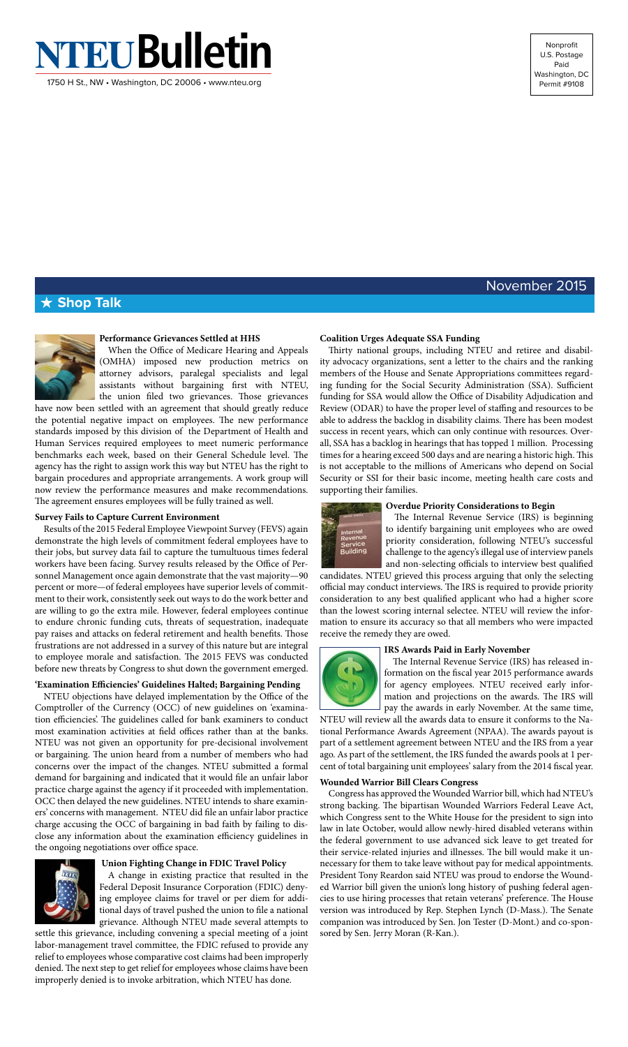# NTEU Bulletin

1750 H St., NW • Washington, DC 20006 • www.nteu.org

Nonprofit
U.S. Postage
Paid
Washington, DC
Permit #9108

November 2015

## ★ Shop Talk

### Performance Grievances Settled at HHS

When the Office of Medicare Hearing and Appeals (OMHA) imposed new production metrics on attorney advisors, paralegal specialists and legal assistants without bargaining first with NTEU, the union filed two grievances. Those grievances have now been settled with an agreement that should greatly reduce the potential negative impact on employees. The new performance standards imposed by this division of the Department of Health and Human Services required employees to meet numeric performance benchmarks each week, based on their General Schedule level. The agency has the right to assign work this way but NTEU has the right to bargain procedures and appropriate arrangements. A work group will now review the performance measures and make recommendations. The agreement ensures employees will be fully trained as well.

### Survey Fails to Capture Current Environment

Results of the 2015 Federal Employee Viewpoint Survey (FEVS) again demonstrate the high levels of commitment federal employees have to their jobs, but survey data fail to capture the tumultuous times federal workers have been facing. Survey results released by the Office of Personnel Management once again demonstrate that the vast majority—90 percent or more—of federal employees have superior levels of commitment to their work, consistently seek out ways to do the work better and are willing to go the extra mile. However, federal employees continue to endure chronic funding cuts, threats of sequestration, inadequate pay raises and attacks on federal retirement and health benefits. Those frustrations are not addressed in a survey of this nature but are integral to employee morale and satisfaction. The 2015 FEVS was conducted before new threats by Congress to shut down the government emerged.

### 'Examination Efficiencies' Guidelines Halted; Bargaining Pending

NTEU objections have delayed implementation by the Office of the Comptroller of the Currency (OCC) of new guidelines on 'examination efficiencies'. The guidelines called for bank examiners to conduct most examination activities at field offices rather than at the banks. NTEU was not given an opportunity for pre-decisional involvement or bargaining. The union heard from a number of members who had concerns over the impact of the changes. NTEU submitted a formal demand for bargaining and indicated that it would file an unfair labor practice charge against the agency if it proceeded with implementation. OCC then delayed the new guidelines. NTEU intends to share examiners' concerns with management. NTEU did file an unfair labor practice charge accusing the OCC of bargaining in bad faith by failing to disclose any information about the examination efficiency guidelines in the ongoing negotiations over office space.

### Union Fighting Change in FDIC Travel Policy

A change in existing practice that resulted in the Federal Deposit Insurance Corporation (FDIC) denying employee claims for travel or per diem for additional days of travel pushed the union to file a national grievance. Although NTEU made several attempts to settle this grievance, including convening a special meeting of a joint labor-management travel committee, the FDIC refused to provide any relief to employees whose comparative cost claims had been improperly denied. The next step to get relief for employees whose claims have been improperly denied is to invoke arbitration, which NTEU has done.

### Coalition Urges Adequate SSA Funding

Thirty national groups, including NTEU and retiree and disability advocacy organizations, sent a letter to the chairs and the ranking members of the House and Senate Appropriations committees regarding funding for the Social Security Administration (SSA). Sufficient funding for SSA would allow the Office of Disability Adjudication and Review (ODAR) to have the proper level of staffing and resources to be able to address the backlog in disability claims. There has been modest success in recent years, which can only continue with resources. Overall, SSA has a backlog in hearings that has topped 1 million. Processing times for a hearing exceed 500 days and are nearing a historic high. This is not acceptable to the millions of Americans who depend on Social Security or SSI for their basic income, meeting health care costs and supporting their families.

### Overdue Priority Considerations to Begin

The Internal Revenue Service (IRS) is beginning to identify bargaining unit employees who are owed priority consideration, following NTEU's successful challenge to the agency's illegal use of interview panels and non-selecting officials to interview best qualified candidates. NTEU grieved this process arguing that only the selecting official may conduct interviews. The IRS is required to provide priority consideration to any best qualified applicant who had a higher score than the lowest scoring internal selectee. NTEU will review the information to ensure its accuracy so that all members who were impacted receive the remedy they are owed.

### IRS Awards Paid in Early November

The Internal Revenue Service (IRS) has released information on the fiscal year 2015 performance awards for agency employees. NTEU received early information and projections on the awards. The IRS will pay the awards in early November. At the same time, NTEU will review all the awards data to ensure it conforms to the National Performance Awards Agreement (NPAA). The awards payout is part of a settlement agreement between NTEU and the IRS from a year ago. As part of the settlement, the IRS funded the awards pools at 1 percent of total bargaining unit employees' salary from the 2014 fiscal year.

### Wounded Warrior Bill Clears Congress

Congress has approved the Wounded Warrior bill, which had NTEU's strong backing. The bipartisan Wounded Warriors Federal Leave Act, which Congress sent to the White House for the president to sign into law in late October, would allow newly-hired disabled veterans within the federal government to use advanced sick leave to get treated for their service-related injuries and illnesses. The bill would make it unnecessary for them to take leave without pay for medical appointments. President Tony Reardon said NTEU was proud to endorse the Wounded Warrior bill given the union's long history of pushing federal agencies to use hiring processes that retain veterans' preference. The House version was introduced by Rep. Stephen Lynch (D-Mass.). The Senate companion was introduced by Sen. Jon Tester (D-Mont.) and co-sponsored by Sen. Jerry Moran (R-Kan.).